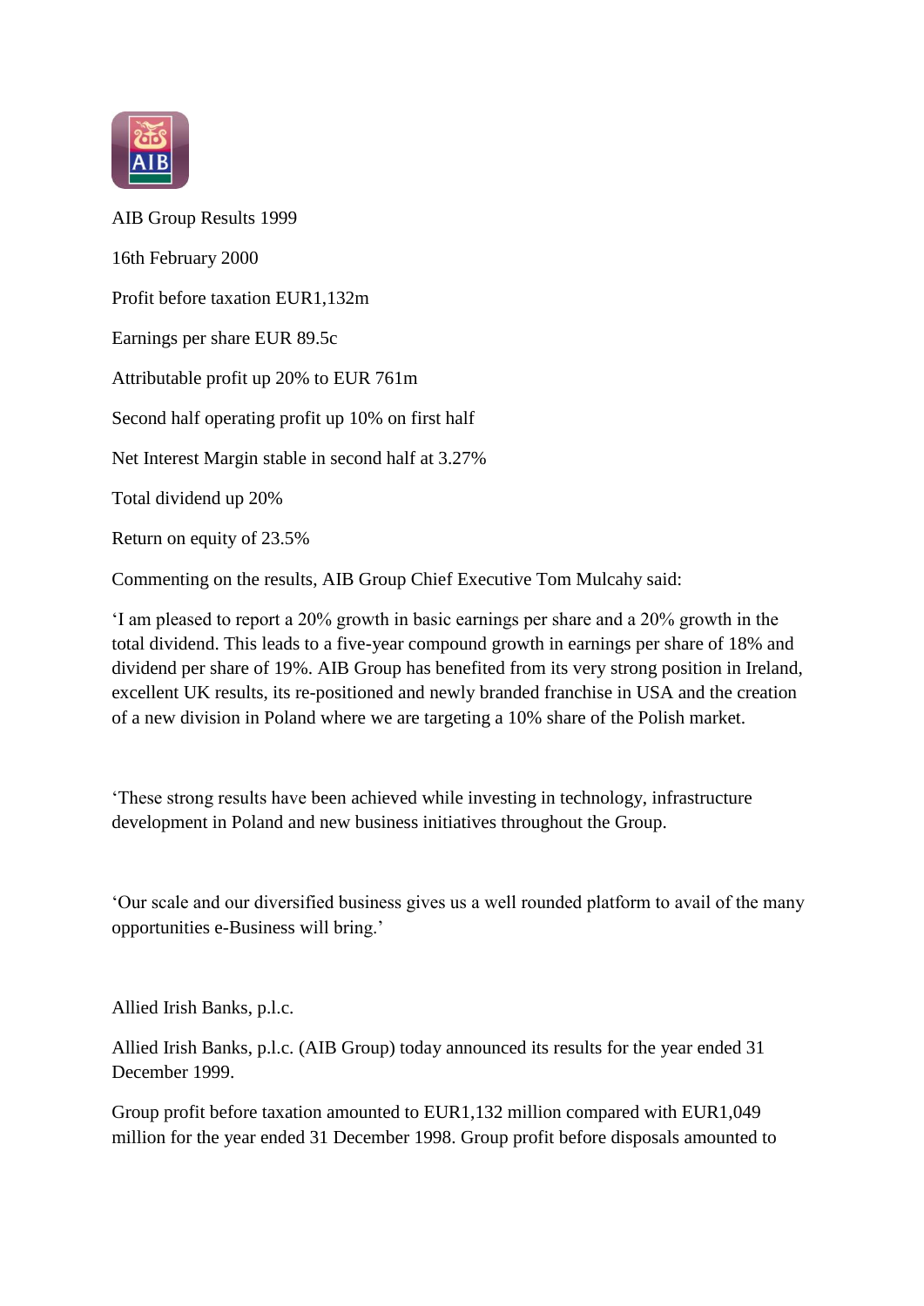AIB Group Results 1999

16th February 2000

Profit before taxation EUR1,132m

Earnings per share EUR 89.5c

Attributable profit up 20% to EUR 761m

Second half operating profit up 10% on first half

Net Interest Margin stable in second half at 3.27%

Total dividend up 20%

Return on equity of 23.5%

Commenting on the results, AIB Group Chief Executive Tom Mulcahy said:

'I am pleased to report a 20% growth in basic earnings per share and a 20% growth in the total dividend. This leads to a five-year compound growth in earnings per share of 18% and dividend per share of 19%. AIB Group has benefited from its very strong position in Ireland, excellent UK results, its re-positioned and newly branded franchise in USA and the creation of a new division in Poland where we are targeting a 10% share of the Polish market.

'These strong results have been achieved while investing in technology, infrastructure development in Poland and new business initiatives throughout the Group.

'Our scale and our diversified business gives us a well rounded platform to avail of the many opportunities e-Business will bring.'

Allied Irish Banks, p.l.c.

Allied Irish Banks, p.l.c. (AIB Group) today announced its results for the year ended 31 December 1999.

Group profit before taxation amounted to EUR1,132 million compared with EUR1,049 million for the year ended 31 December 1998. Group profit before disposals amounted to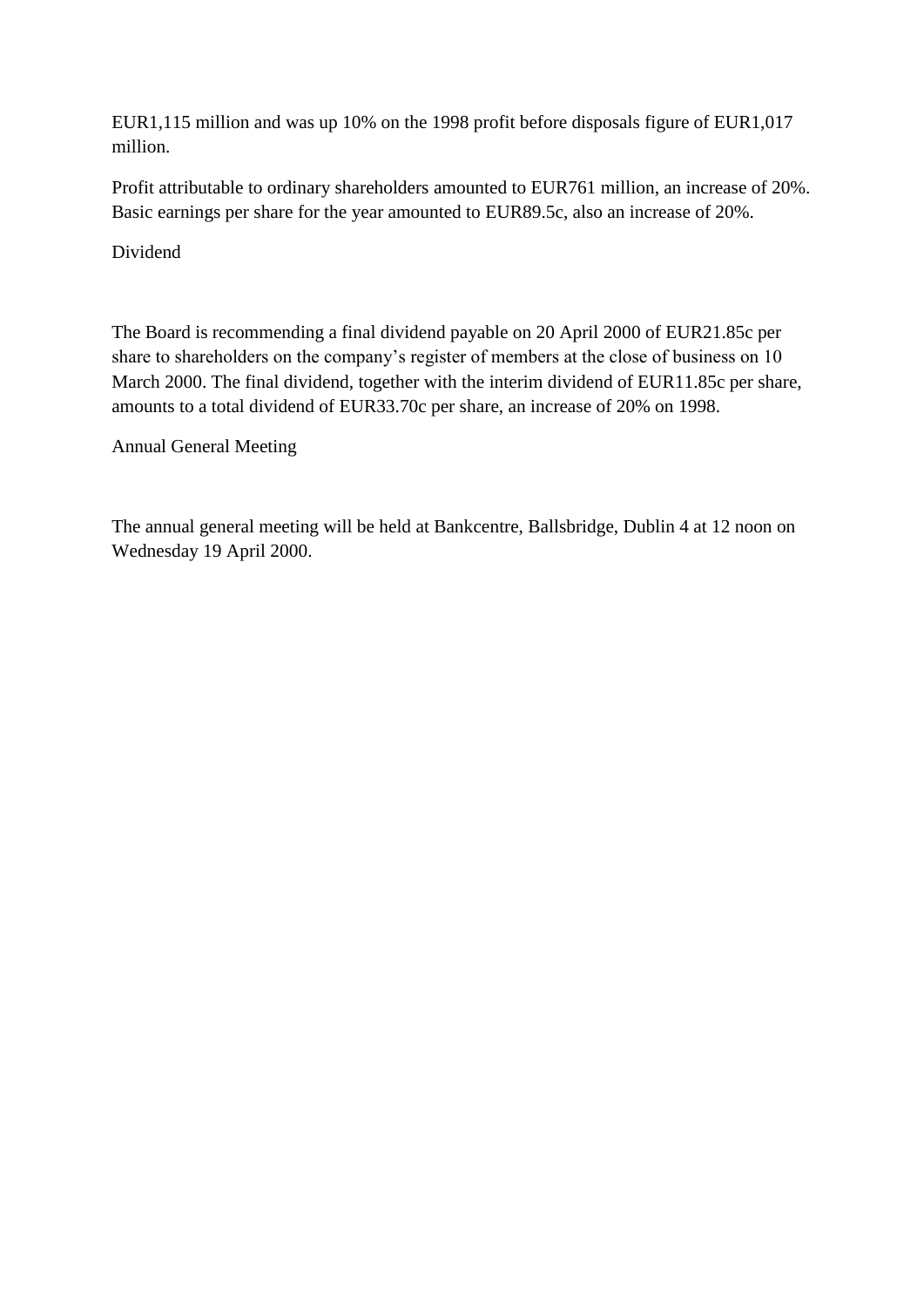EUR1,115 million and was up 10% on the 1998 profit before disposals figure of EUR1,017 million.

Profit attributable to ordinary shareholders amounted to EUR761 million, an increase of 20%. Basic earnings per share for the year amounted to EUR89.5c, also an increase of 20%.

## Dividend

The Board is recommending a final dividend payable on 20 April 2000 of EUR21.85c per share to shareholders on the company's register of members at the close of business on 10 March 2000. The final dividend, together with the interim dividend of EUR11.85c per share, amounts to a total dividend of EUR33.70c per share, an increase of 20% on 1998.

## Annual General Meeting

The annual general meeting will be held at Bankcentre, Ballsbridge, Dublin 4 at 12 noon on Wednesday 19 April 2000.